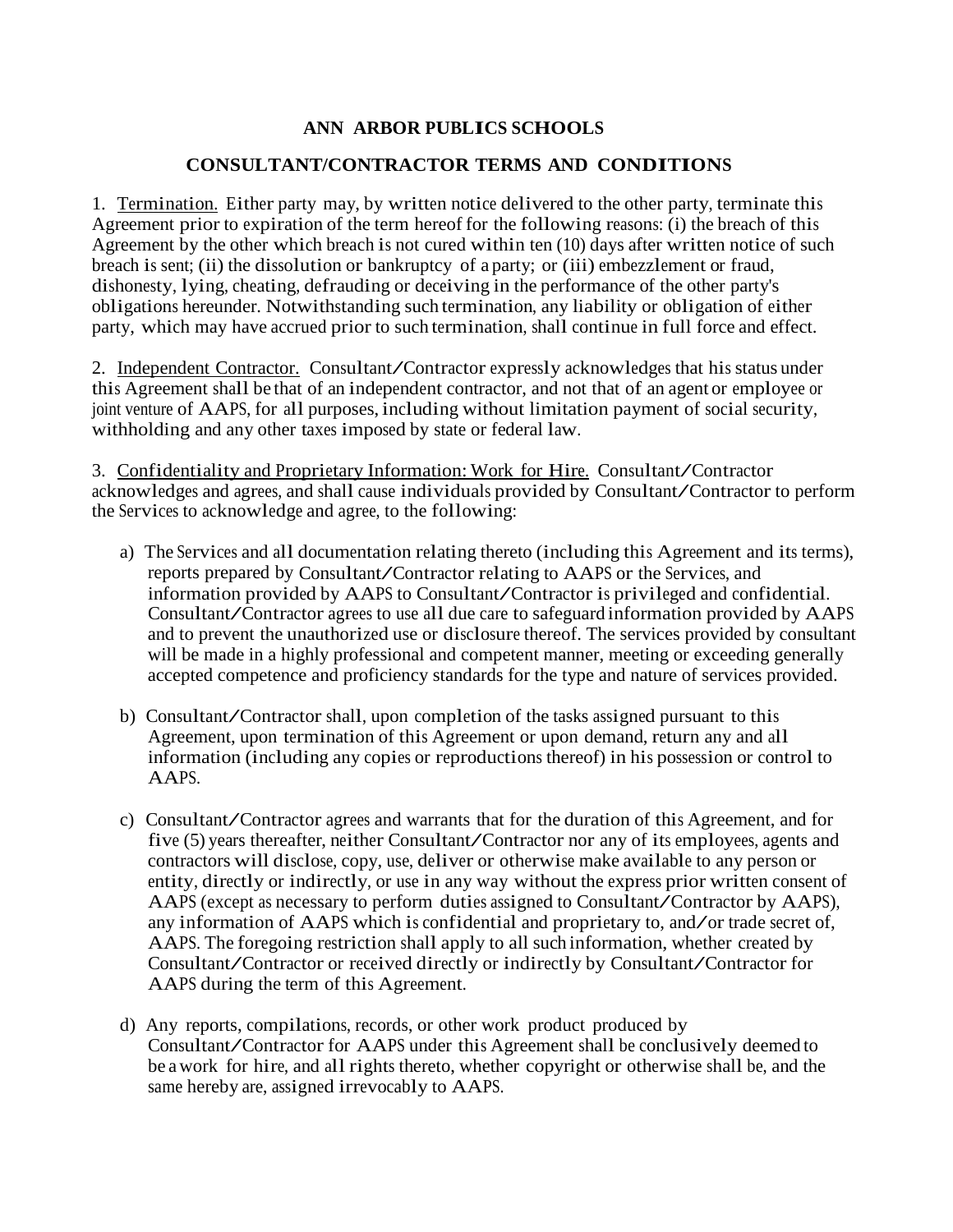# ANN ARBOR PUBLICS SCHOOLS

## CONSULTANT/CONTRACTOR TERMS AND CONDITIONS

1. Termination. Either party may, by written notice delivered to the other party, terminate this Agreement prior to expiration of the term hereof for the following reasons: (i) the breach of this Agreement by the other which breach is not cured within ten (10) days after written notice of such breach is sent; (ii) the dissolution or bankruptcy of a party; or (iii) embezzlement or fraud, dishonesty, lying, cheating, defrauding or deceiving in the performance of the other party's obligations hereunder. Notwithstanding such termination, any liability or obligation of either party, which may have accrued prior to such termination, shall continue in full force and effect.

2. Independent Contractor. Consultant/Contractor expressly acknowledges that his status under this Agreement shall be that of an independent contractor, and not that of an agent or employee or joint venture of AAPS, for all purposes, including without limitation payment of social security, withholding and any other taxes imposed by state or federal law.

3. Confidentiality and Proprietary Information: Work for Hire. Consultant/Contractor acknowledges and agrees, and shall cause individuals provided by Consultant/Contractor to perform the Services to acknowledge and agree, to the following:

a) The Services and all documentation relating thereto (including this Agreement and its terms), reports prepared by Consultant/Contractor relating to AAPS or the Services, and information provided by AAPS to Consultant/Contractor is privileged and confidential. Consultant/Contractor agrees to use all due care to safeguard information provided by AAPS and to prevent the unauthorized use or disclosure thereof. The services provided by consultant will be made in a highly professional and competent manner, meeting or exceeding generally accepted competence and proficiency standards for the type and nature of services provided.

b) Consultant/Contractor shall, upon completion of the tasks assigned pursuant to this Agreement, upon termination of this Agreement or upon demand, return any and all information (including any copies or reproductions thereof) in his possession or control to AAPS.

c) Consultant/Contractor agrees and warrants that for the duration of this Agreement, and for five (5) years thereafter, neither Consultant/Contractor nor any of its employees, agents and contractors will disclose, copy, use, deliver or otherwise make available to any person or entity, directly or indirectly, or use in any way without the express prior written consent of AAPS (except as necessary to perform duties assigned to Consultant/Contractor by AAPS), any information of AAPS which is confidential and proprietary to, and/or trade secret of, AAPS. The foregoing restriction shall apply to all such information, whether created by Consultant/Contractor or received directly or indirectly by Consultant/Contractor for AAPS during the term of this Agreement.

d) Any reports, compilations, records, or other work product produced by Consultant/Contractor for AAPS under this Agreement shall be conclusively deemed to be a work for hire, and all rights thereto, whether copyright or otherwise shall be, and the same hereby are, assigned irrevocably to AAPS.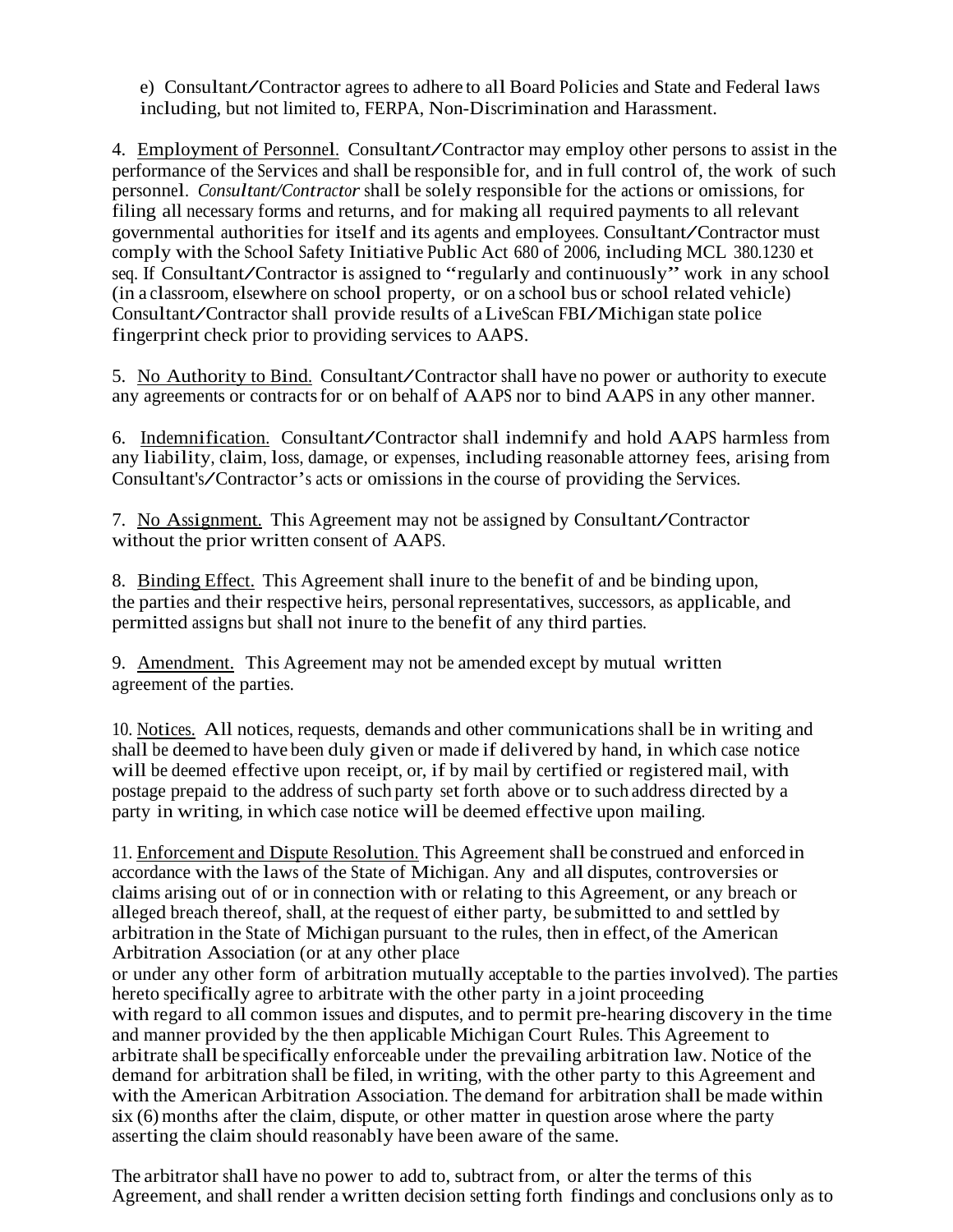e) Consultant/Contractor agrees to adhere to all Board Policies and State and Federal laws including, but not limited to, FERPA, Non-Discrimination and Harassment.

4. Employment of Personnel. Consultant/Contractor may employ other persons to assist in the performance of the Services and shall be responsible for, and in full control of, the work of such personnel. *Consultant/Contractor* shall be solely responsible for the actions or omissions, for filing all necessary forms and returns, and for making all required payments to all relevant governmental authorities for itself and its agents and employees. Consultant/Contractor must comply with the School Safety Initiative Public Act 680 of 2006, including MCL 380.1230 et seq. If Consultant/Contractor is assigned to "regularly and continuously" work in any school (in a classroom, elsewhere on school property, or on a school bus or school related vehicle) Consultant/Contractor shall provide results of a LiveScan FBI/Michigan state police fingerprint check prior to providing services to AAPS.

5. No Authority to Bind. Consultant/Contractor shall have no power or authority to execute any agreements or contracts for or on behalf of AAPS nor to bind AAPS in any other manner.

6. Indemnification. Consultant/Contractor shall indemnify and hold AAPS harmless from any liability, claim, loss, damage, or expenses, including reasonable attorney fees, arising from Consultant's/Contractor's acts or omissions in the course of providing the Services.

7. No Assignment. This Agreement may not be assigned by Consultant/Contractor without the prior written consent of AAPS.

8. Binding Effect. This Agreement shall inure to the benefit of and be binding upon, the parties and their respective heirs, personal representatives, successors, as applicable, and permitted assigns but shall not inure to the benefit of any third parties.

9. Amendment. This Agreement may not be amended except by mutual written agreement of the parties.

10. Notices. All notices, requests, demands and other communications shall be in writing and shall be deemed to have been duly given or made if delivered by hand, in which case notice will be deemed effective upon receipt, or, if by mail by certified or registered mail, with postage prepaid to the address of such party set forth above or to such address directed by a party in writing, in which case notice will be deemed effective upon mailing.

11. Enforcement and Dispute Resolution. This Agreement shall be construed and enforced in accordance with the laws of the State of Michigan. Any and all disputes, controversies or claims arising out of or in connection with or relating to this Agreement, or any breach or alleged breach thereof, shall, at the request of either party, be submitted to and settled by arbitration in the State of Michigan pursuant to the rules, then in effect, of the American Arbitration Association (or at any other place or under any other form of arbitration mutually acceptable to the parties involved). The parties hereto specifically agree to arbitrate with the other party in a joint proceeding with regard to all common issues and disputes, and to permit pre-hearing discovery in the time and manner provided by the then applicable Michigan Court Rules. This Agreement to arbitrate shall be specifically enforceable under the prevailing arbitration law. Notice of the demand for arbitration shall be filed, in writing, with the other party to this Agreement and with the American Arbitration Association. The demand for arbitration shall be made within six (6) months after the claim, dispute, or other matter in question arose where the party asserting the claim should reasonably have been aware of the same.

The arbitrator shall have no power to add to, subtract from, or alter the terms of this Agreement, and shall render a written decision setting forth findings and conclusions only as to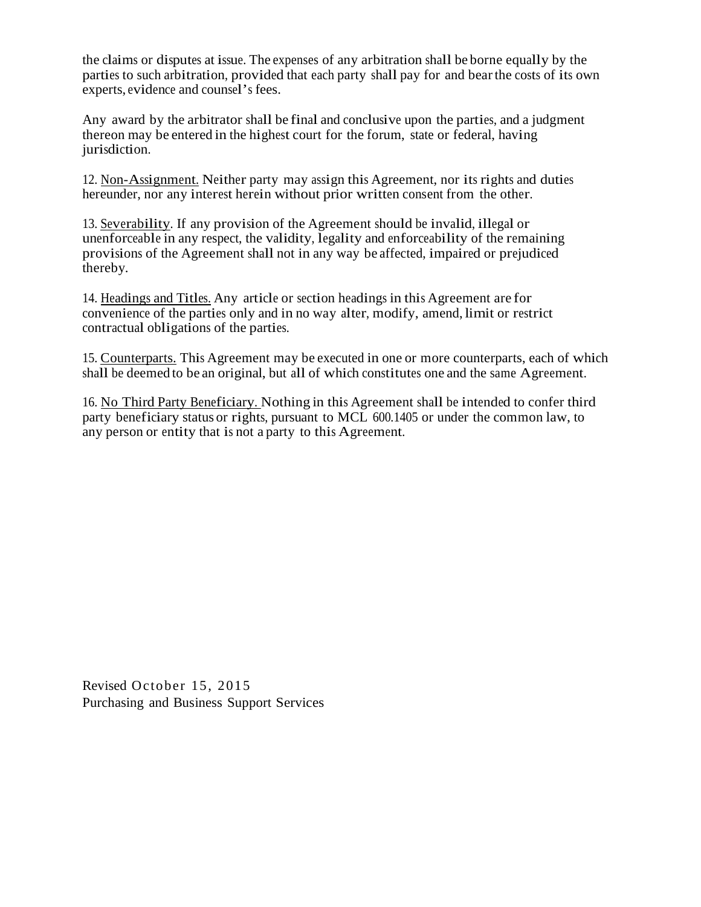the claims or disputes at issue. The expenses of any arbitration shall be borne equally by the parties to such arbitration, provided that each party shall pay for and bear the costs of its own experts, evidence and counsel's fees.

Any award by the arbitrator shall be final and conclusive upon the parties, and a judgment thereon may be entered in the highest court for the forum, state or federal, having jurisdiction.

12. Non-Assignment. Neither party may assign this Agreement, nor its rights and duties hereunder, nor any interest herein without prior written consent from the other.

13. Severability. If any provision of the Agreement should be invalid, illegal or unenforceable in any respect, the validity, legality and enforceability of the remaining provisions of the Agreement shall not in any way be affected, impaired or prejudiced thereby.

14. Headings and Titles. Any article or section headings in this Agreement are for convenience of the parties only and in no way alter, modify, amend, limit or restrict contractual obligations of the parties.

15. Counterparts. This Agreement may be executed in one or more counterparts, each of which shall be deemed to be an original, but all of which constitutes one and the same Agreement.

16. No Third Party Beneficiary. Nothing in this Agreement shall be intended to confer third party beneficiary status or rights, pursuant to MCL 600.1405 or under the common law, to any person or entity that is not a party to this Agreement.

Revised October 15, 2015
Purchasing and Business Support Services